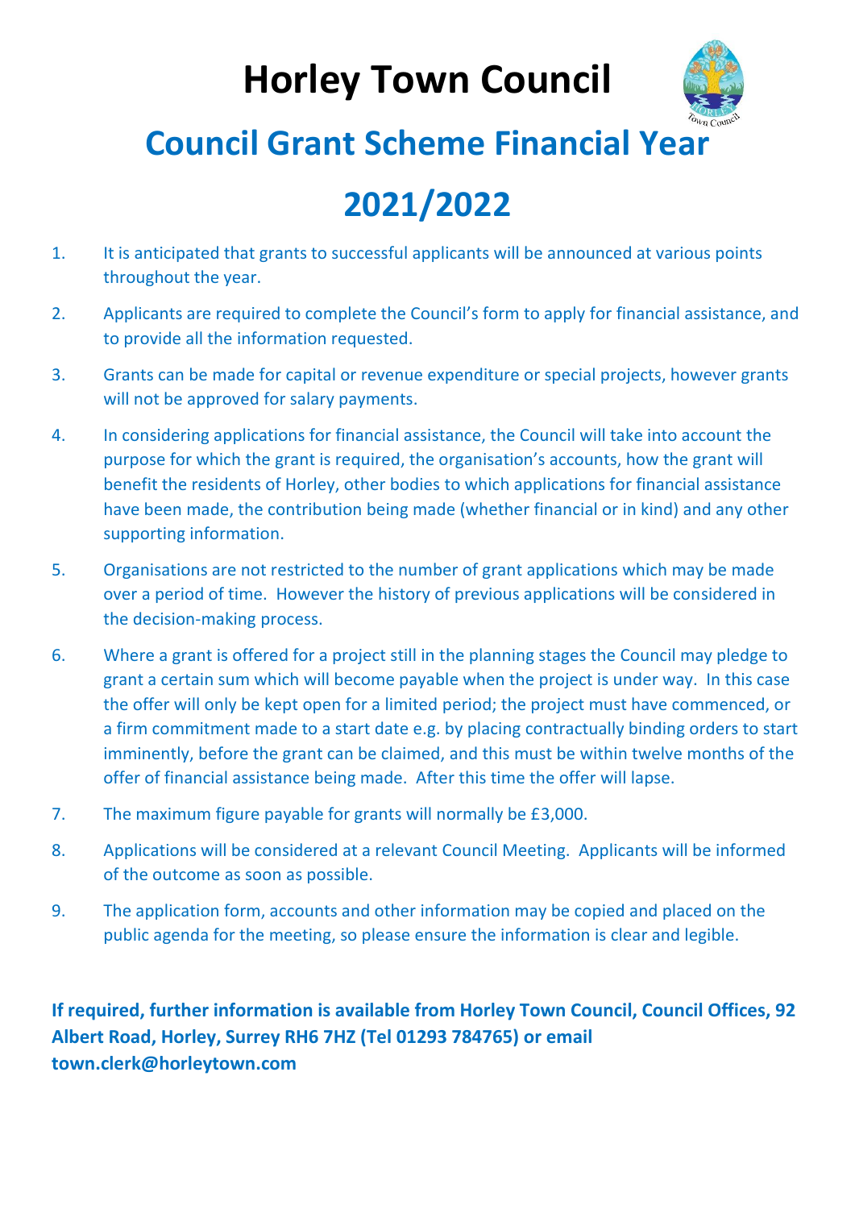# Horley Town Council

## Council Grant Scheme Financial Year 2021/2022

1. It is anticipated that grants to successful applicants will be announced at various points throughout the year.
2. Applicants are required to complete the Council's form to apply for financial assistance, and to provide all the information requested.
3. Grants can be made for capital or revenue expenditure or special projects, however grants will not be approved for salary payments.
4. In considering applications for financial assistance, the Council will take into account the purpose for which the grant is required, the organisation's accounts, how the grant will benefit the residents of Horley, other bodies to which applications for financial assistance have been made, the contribution being made (whether financial or in kind) and any other supporting information.
5. Organisations are not restricted to the number of grant applications which may be made over a period of time. However the history of previous applications will be considered in the decision-making process.
6. Where a grant is offered for a project still in the planning stages the Council may pledge to grant a certain sum which will become payable when the project is under way. In this case the offer will only be kept open for a limited period; the project must have commenced, or a firm commitment made to a start date e.g. by placing contractually binding orders to start imminently, before the grant can be claimed, and this must be within twelve months of the offer of financial assistance being made. After this time the offer will lapse.
7. The maximum figure payable for grants will normally be £3,000.
8. Applications will be considered at a relevant Council Meeting. Applicants will be informed of the outcome as soon as possible.
9. The application form, accounts and other information may be copied and placed on the public agenda for the meeting, so please ensure the information is clear and legible.

**If required, further information is available from Horley Town Council, Council Offices, 92 Albert Road, Horley, Surrey RH6 7HZ (Tel 01293 784765) or email town.clerk@horleytown.com**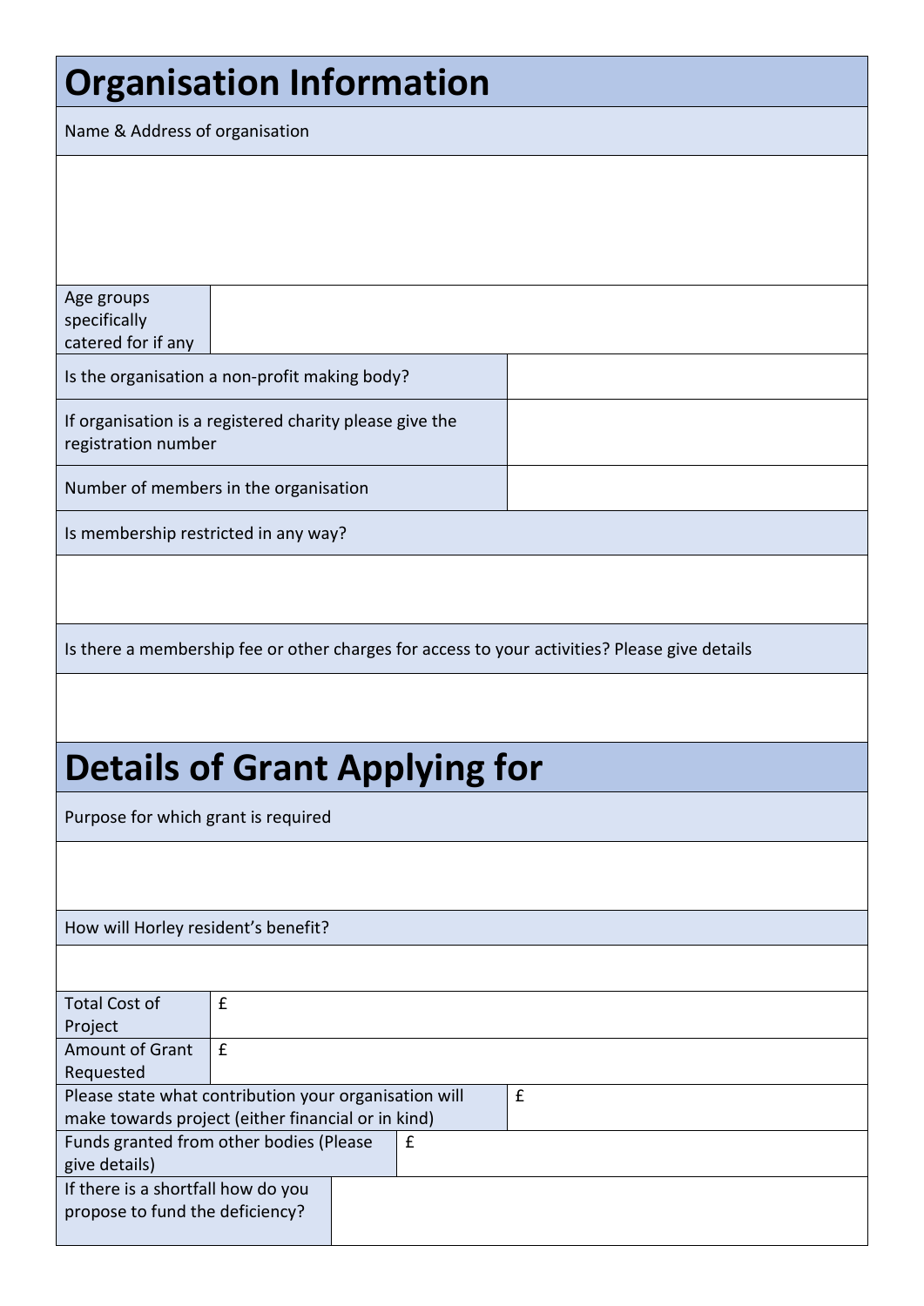# Organisation Information

| Name & Address of organisation | |
|---|---|
| | |
| Age groups specifically catered for if any | |
| Is the organisation a non-profit making body? | |
| If organisation is a registered charity please give the registration number | |
| Number of members in the organisation | |
| Is membership restricted in any way? | |
| | |
| Is there a membership fee or other charges for access to your activities? Please give details | |
| | |

# Details of Grant Applying for

| Purpose for which grant is required | |
|---|---|
| | |
| How will Horley resident's benefit? | |
| | |
| Total Cost of Project | £ |
| Amount of Grant Requested | £ |
| Please state what contribution your organisation will make towards project (either financial or in kind) | £ |
| Funds granted from other bodies (Please give details) | £ |
| If there is a shortfall how do you propose to fund the deficiency? | |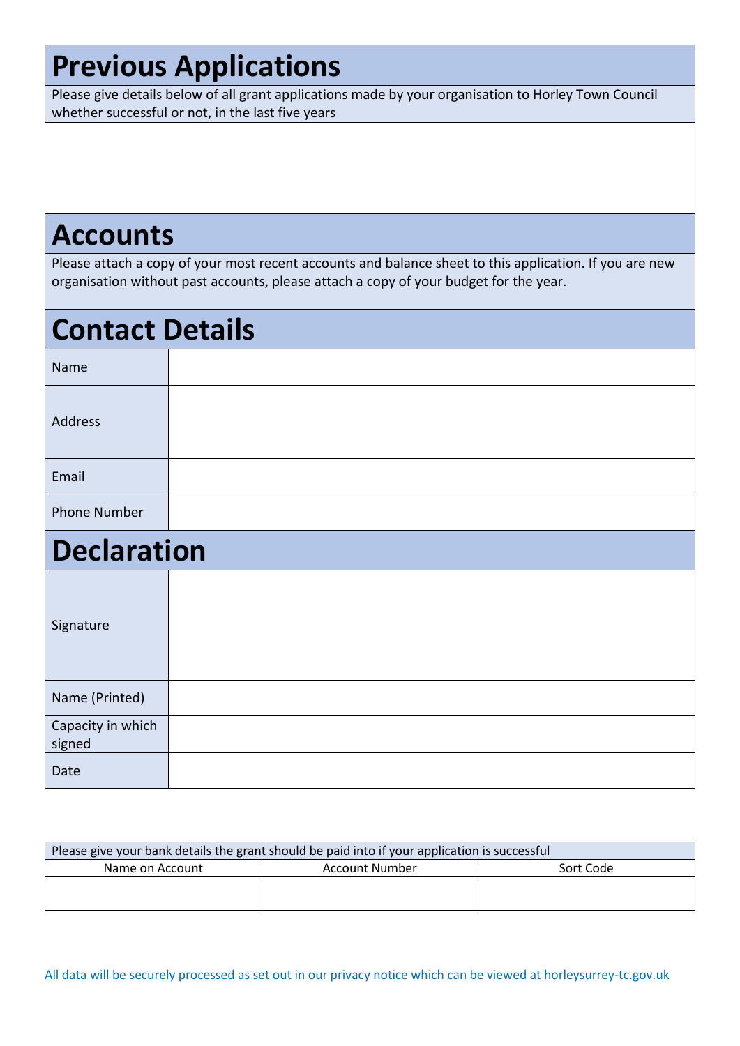# Previous Applications

Please give details below of all grant applications made by your organisation to Horley Town Council whether successful or not, in the last five years

# Accounts

Please attach a copy of your most recent accounts and balance sheet to this application. If you are new organisation without past accounts, please attach a copy of your budget for the year.

# Contact Details

| | |
|---|---|
| Name | |
| Address | |
| Email | |
| Phone Number | |

# Declaration

| | |
|---|---|
| Signature | |
| Name (Printed) | |
| Capacity in which signed | |
| Date | |

| Please give your bank details the grant should be paid into if your application is successful | | |
|---|---|---|
| Name on Account | Account Number | Sort Code |
| | | |

All data will be securely processed as set out in our privacy notice which can be viewed at horleysurrey-tc.gov.uk